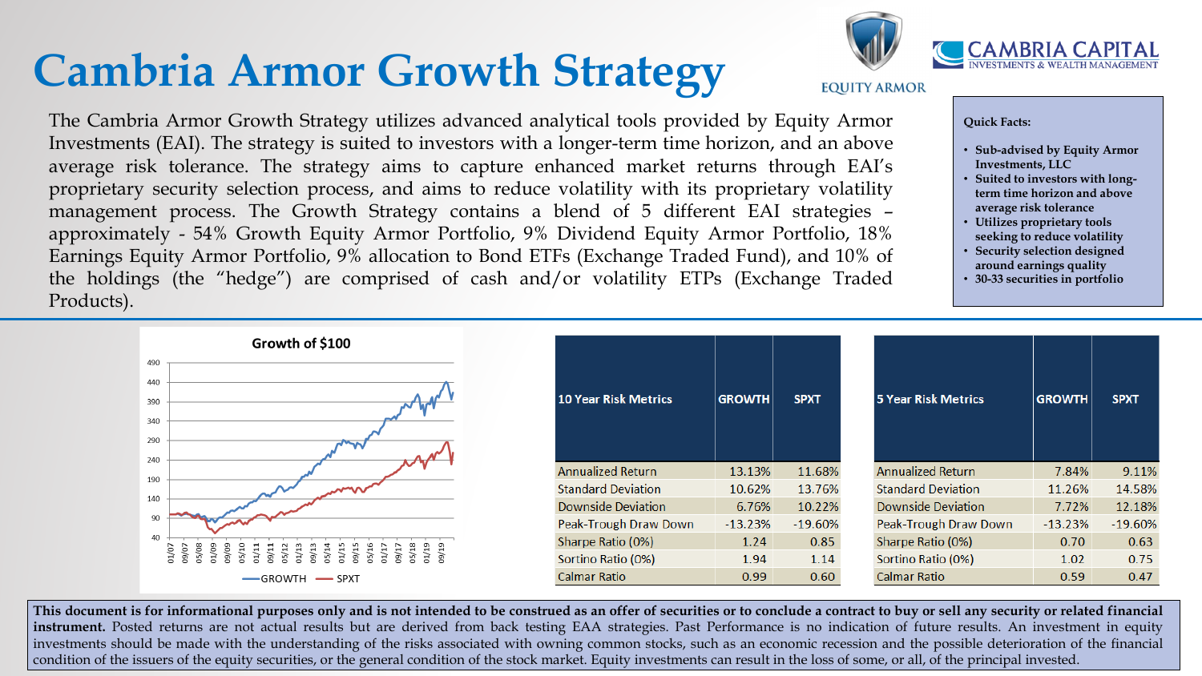# Cambria Armor Growth Strategy

EQUITY ARMOR

CAMBRIA CAPITAL
INVESTMENTS & WEALTH MANAGEMENT

The Cambria Armor Growth Strategy utilizes advanced analytical tools provided by Equity Armor Investments (EAI). The strategy is suited to investors with a longer-term time horizon, and an above average risk tolerance. The strategy aims to capture enhanced market returns through EAI's proprietary security selection process, and aims to reduce volatility with its proprietary volatility management process. The Growth Strategy contains a blend of 5 different EAI strategies – approximately - 54% Growth Equity Armor Portfolio, 9% Dividend Equity Armor Portfolio, 18% Earnings Equity Armor Portfolio, 9% allocation to Bond ETFs (Exchange Traded Fund), and 10% of the holdings (the "hedge") are comprised of cash and/or volatility ETPs (Exchange Traded Products).

**Quick Facts:**

- **Sub-advised by Equity Armor Investments, LLC**
- **Suited to investors with long-term time horizon and above average risk tolerance**
- **Utilizes proprietary tools seeking to reduce volatility**
- **Security selection designed around earnings quality**
- **30-33 securities in portfolio**

**Growth of $100**

GROWTH — SPXT

| 10 Year Risk Metrics | GROWTH | SPXT |
|---|---|---|
| Annualized Return | 13.13% | 11.68% |
| Standard Deviation | 10.62% | 13.76% |
| Downside Deviation | 6.76% | 10.22% |
| Peak-Trough Draw Down | -13.23% | -19.60% |
| Sharpe Ratio (0%) | 1.24 | 0.85 |
| Sortino Ratio (0%) | 1.94 | 1.14 |
| Calmar Ratio | 0.99 | 0.60 |

| 5 Year Risk Metrics | GROWTH | SPXT |
|---|---|---|
| Annualized Return | 7.84% | 9.11% |
| Standard Deviation | 11.26% | 14.58% |
| Downside Deviation | 7.72% | 12.18% |
| Peak-Trough Draw Down | -13.23% | -19.60% |
| Sharpe Ratio (0%) | 0.70 | 0.63 |
| Sortino Ratio (0%) | 1.02 | 0.75 |
| Calmar Ratio | 0.59 | 0.47 |

**This document is for informational purposes only and is not intended to be construed as an offer of securities or to conclude a contract to buy or sell any security or related financial instrument.** Posted returns are not actual results but are derived from back testing EAA strategies. Past Performance is no indication of future results. An investment in equity investments should be made with the understanding of the risks associated with owning common stocks, such as an economic recession and the possible deterioration of the financial condition of the issuers of the equity securities, or the general condition of the stock market. Equity investments can result in the loss of some, or all, of the principal invested.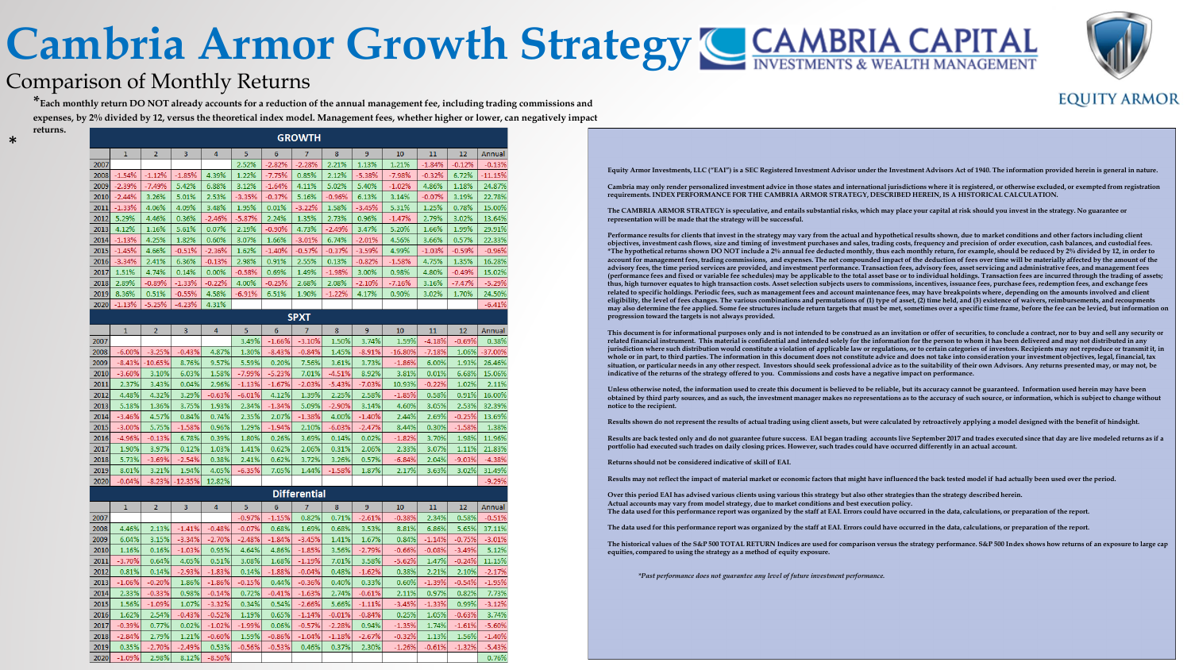# Cambria Armor Growth Strategy

CAMBRIA CAPITAL
INVESTMENTS & WEALTH MANAGEMENT

EQUITY ARMOR

## Comparison of Monthly Returns

*Each monthly return DO NOT already accounts for a reduction of the annual management fee, including trading commissions and expenses, by 2% divided by 12, versus the theoretical index model. Management fees, whether higher or lower, can negatively impact returns.

*

### GROWTH

| | 1 | 2 | 3 | 4 | 5 | 6 | 7 | 8 | 9 | 10 | 11 | 12 | Annual |
|---|---|---|---|---|---|---|---|---|---|---|---|---|---|
| 2007 | | | | | 2.52% | -2.82% | -2.28% | 2.21% | 1.13% | 1.21% | -1.84% | -0.12% | -0.13% |
| 2008 | -1.54% | -1.12% | -1.85% | 4.39% | 1.22% | -7.75% | 0.85% | 2.12% | -5.38% | -7.98% | -0.32% | 6.72% | -11.15% |
| 2009 | -2.39% | -7.49% | 5.42% | 6.88% | 3.12% | -1.64% | 4.11% | 5.02% | 5.40% | -1.02% | 4.86% | 1.18% | 24.87% |
| 2010 | -2.44% | 3.26% | 5.01% | 2.53% | -3.35% | -0.37% | 5.16% | -0.96% | 6.13% | 3.14% | -0.07% | 3.19% | 22.78% |
| 2011 | -1.33% | 4.06% | 4.09% | 3.48% | 1.95% | 0.01% | -3.22% | 1.58% | -3.45% | 5.31% | 1.25% | 0.78% | 15.00% |
| 2012 | 5.29% | 4.46% | 0.36% | -2.46% | -5.87% | 2.24% | 1.35% | 2.73% | 0.96% | -1.47% | 2.79% | 3.02% | 13.64% |
| 2013 | 4.12% | 1.16% | 5.61% | 0.07% | 2.19% | -0.90% | 4.73% | -2.49% | 3.47% | 5.20% | 1.66% | 1.99% | 29.91% |
| 2014 | -1.13% | 4.25% | 1.82% | 0.60% | 3.07% | 1.66% | -3.01% | 6.74% | -2.01% | 4.56% | 3.66% | 0.57% | 22.33% |
| 2015 | -1.45% | 4.66% | -0.51% | -2.36% | 1.62% | -1.40% | -0.57% | -0.37% | -3.59% | 4.99% | -1.03% | -0.59% | -0.96% |
| 2016 | -3.34% | 2.41% | 6.36% | -0.13% | 2.98% | 0.91% | 2.55% | 0.13% | -0.82% | -1.58% | 4.75% | 1.35% | 16.28% |
| 2017 | 1.51% | 4.74% | 0.14% | 0.00% | -0.58% | 0.69% | 1.49% | -1.98% | 3.00% | 0.98% | 4.80% | -0.49% | 15.02% |
| 2018 | 2.89% | -0.89% | -1.33% | -0.22% | 4.00% | -0.25% | 2.68% | 2.08% | -2.10% | -7.16% | 3.16% | -7.47% | -5.29% |
| 2019 | 8.36% | 0.51% | -0.55% | 4.58% | -6.91% | 6.51% | 1.90% | -1.22% | 4.17% | 0.90% | 3.02% | 1.70% | 24.50% |
| 2020 | -1.13% | -5.25% | -4.23% | 4.31% | | | | | | | | | -6.41% |

### SPXT

| | 1 | 2 | 3 | 4 | 5 | 6 | 7 | 8 | 9 | 10 | 11 | 12 | Annual |
|---|---|---|---|---|---|---|---|---|---|---|---|---|---|
| 2007 | | | | | 3.49% | -1.66% | -3.10% | 1.50% | 3.74% | 1.59% | -4.18% | -0.69% | 0.38% |
| 2008 | -6.00% | -3.25% | -0.43% | 4.87% | 1.30% | -8.43% | -0.84% | 1.45% | -8.91% | -16.80% | -7.18% | 1.06% | -37.00% |
| 2009 | -8.43% | -10.65% | 8.76% | 9.57% | 5.59% | 0.20% | 7.56% | 3.61% | 3.73% | -1.86% | 6.00% | 1.93% | 26.46% |
| 2010 | -3.60% | 3.10% | 6.03% | 1.58% | -7.99% | -5.23% | 7.01% | -4.51% | 8.92% | 3.81% | 0.01% | 6.68% | 15.06% |
| 2011 | 2.37% | 3.43% | 0.04% | 2.96% | -1.13% | -1.67% | -2.03% | -5.43% | -7.03% | 10.93% | -0.22% | 1.02% | 2.11% |
| 2012 | 4.48% | 4.32% | 3.29% | -0.63% | -6.01% | 4.12% | 1.39% | 2.25% | 2.58% | -1.85% | 0.58% | 0.91% | 16.00% |
| 2013 | 5.18% | 1.36% | 3.75% | 1.93% | 2.34% | -1.34% | 5.09% | -2.90% | 3.14% | 4.60% | 3.05% | 2.53% | 32.39% |
| 2014 | -3.46% | 4.57% | 0.84% | 0.74% | 2.35% | 2.07% | -1.38% | 4.00% | -1.40% | 2.44% | 2.69% | -0.25% | 13.69% |
| 2015 | -3.00% | 5.75% | -1.58% | 0.96% | 1.29% | -1.94% | 2.10% | -6.03% | -2.47% | 8.44% | 0.30% | -1.58% | 1.38% |
| 2016 | -4.96% | -0.13% | 6.78% | 0.39% | 1.80% | 0.26% | 3.69% | 0.14% | 0.02% | -1.82% | 3.70% | 1.98% | 11.96% |
| 2017 | 1.90% | 3.97% | 0.12% | 1.03% | 1.41% | 0.62% | 2.06% | 0.31% | 2.06% | 2.33% | 3.07% | 1.11% | 21.83% |
| 2018 | 5.73% | -3.69% | -2.54% | 0.38% | 2.41% | 0.62% | 3.72% | 3.26% | 0.57% | -6.84% | 2.04% | -9.03% | -4.38% |
| 2019 | 8.01% | 3.21% | 1.94% | 4.05% | -6.35% | 7.05% | 1.44% | -1.58% | 1.87% | 2.17% | 3.63% | 3.02% | 31.49% |
| 2020 | -0.04% | -8.23% | -12.35% | 12.82% | | | | | | | | | -9.29% |

### Differential

| | 1 | 2 | 3 | 4 | 5 | 6 | 7 | 8 | 9 | 10 | 11 | 12 | Annual |
|---|---|---|---|---|---|---|---|---|---|---|---|---|---|
| 2007 | | | | | -0.97% | -1.15% | 0.82% | 0.71% | -2.61% | -0.38% | 2.34% | 0.58% | -0.51% |
| 2008 | 4.46% | 2.13% | -1.41% | -0.48% | -0.07% | 0.68% | 1.69% | 0.68% | 3.53% | 8.81% | 6.86% | 5.65% | 37.11% |
| 2009 | 6.04% | 3.15% | -3.34% | -2.70% | -2.48% | -1.84% | -3.45% | 1.41% | 1.67% | 0.84% | -1.14% | -0.75% | -3.01% |
| 2010 | 1.16% | 0.16% | -1.03% | 0.95% | 4.64% | 4.86% | -1.85% | 3.56% | -2.79% | -0.66% | -0.08% | -3.49% | 5.12% |
| 2011 | -3.70% | 0.64% | 4.05% | 0.51% | 3.08% | 1.68% | -1.19% | 7.01% | 3.58% | -5.62% | 1.47% | -0.24% | 11.15% |
| 2012 | 0.81% | 0.14% | -2.93% | -1.83% | 0.14% | -1.88% | -0.04% | 0.48% | -1.62% | 0.38% | 2.21% | 2.10% | -2.17% |
| 2013 | -1.06% | -0.20% | 1.86% | -1.86% | -0.15% | 0.44% | -0.36% | 0.40% | 0.33% | 0.60% | -1.39% | -0.54% | -1.95% |
| 2014 | 2.33% | -0.33% | 0.98% | -0.14% | 0.72% | -0.41% | -1.63% | 2.74% | -0.61% | 2.11% | 0.97% | 0.82% | 7.73% |
| 2015 | 1.56% | -1.09% | 1.07% | -3.32% | 0.34% | 0.54% | -2.66% | 5.66% | -1.11% | -3.45% | -1.33% | 0.99% | -3.12% |
| 2016 | 1.62% | 2.54% | -0.43% | -0.52% | 1.19% | 0.65% | -1.14% | -0.01% | -0.84% | 0.25% | 1.05% | -0.63% | 3.74% |
| 2017 | -0.39% | 0.77% | 0.02% | -1.02% | -1.99% | 0.06% | -0.57% | -2.28% | 0.94% | -1.35% | 1.74% | -1.61% | -5.60% |
| 2018 | -2.84% | 2.79% | 1.21% | -0.60% | 1.59% | -0.86% | -1.04% | -1.18% | -2.67% | -0.32% | 1.13% | 1.56% | -1.40% |
| 2019 | 0.35% | -2.70% | -2.49% | 0.53% | -0.56% | -0.53% | 0.46% | 0.37% | 2.30% | -1.26% | -0.61% | -1.32% | -5.43% |
| 2020 | -1.09% | 2.98% | 8.12% | -8.50% | | | | | | | | | 0.76% |

Equity Armor Investments, LLC ("EAI") is a SEC Registered Investment Advisor under the Investment Advisors Act of 1940. The information provided herein is general in nature.

Cambria may only render personalized investment advice in those states and international jurisdictions where it is registered, or otherwise excluded, or exempted from registration requirements. INDEX PERFORMANCE FOR THE CAMBRIA ARMOR STRATEGY, DESCRIBED HEREIN, IS A HISTORICAL CALCULATION.

The CAMBRIA ARMOR STRATEGY is speculative, and entails substantial risks, which may place your capital at risk should you invest in the strategy. No guarantee or representation will be made that the strategy will be successful.

Performance results for clients that invest in the strategy may vary from the actual and hypothetical results shown, due to market conditions and other factors including client objectives, investment cash flows, size and timing of investment purchases and sales, trading costs, frequency and precision of order execution, cash balances, and custodial fees. *The hypothetical returns shown DO NOT include a 2% annual fee deducted monthly, thus each monthly return, for example, should be reduced by 2% divided by 12, in order to account for management fees, trading commissions, and expenses. The net compounded impact of the deduction of fees over time will be materially affected by the amount of the advisory fees, the time period services are provided, and investment performance. Transaction fees, advisory fees, asset servicing and administrative fees, and management fees (performance fees and fixed or variable fee schedules) may be applicable to the total asset base or to individual holdings. Transaction fees are incurred through the trading of assets; thus, high turnover equates to high transaction costs. Asset selection subjects users to commissions, incentives, issuance fees, purchase fees, redemption fees, and exchange fees related to specific holdings. Periodic fees, such as management fees and account maintenance fees, may have breakpoints where, depending on the amounts involved and client eligibility, the level of fees changes. The various combinations and permutations of (1) type of asset, (2) time held, and (3) existence of waivers, reimbursements, and recoupments may also determine the fee applied. Some fee structures include return targets that must be met, sometimes over a specific time frame, before the fee can be levied, but information on progression toward the targets is not always provided.

This document is for informational purposes only and is not intended to be construed as an invitation or offer of securities, to conclude a contract, nor to buy and sell any security or related financial instrument. This material is confidential and intended solely for the information for the person to which it has been delivered and may not distributed in any jurisdiction where such distribution would constitute a violation of applicable law or regulations, or to certain categories of investors. Recipients may not reproduce or transmit it, in whole or in part, to third parties. The information in this document does not constitute advice and does not take into consideration your investment objectives, legal, financial, tax situation, or particular needs in any other respect. Investors should seek professional advice as to the suitability of their own Advisors. Any returns presented may, or may not, be indicative of the returns of the strategy offered to you. Commissions and costs have a negative impact on performance.

Unless otherwise noted, the information used to create this document is believed to be reliable, but its accuracy cannot be guaranteed. Information used herein may have been obtained by third party sources, and as such, the investment manager makes no representations as to the accuracy of such source, or information, which is subject to change without notice to the recipient.

Results shown do not represent the results of actual trading using client assets, but were calculated by retroactively applying a model designed with the benefit of hindsight.

Results are back tested only and do not guarantee future success. EAI began trading accounts live September 2017 and trades executed since that day are live modeled returns as if a portfolio had executed such trades on daily closing prices. However, such trades could have occurred differently in an actual account.

Returns should not be considered indicative of skill of EAI.

Results may not reflect the impact of material market or economic factors that might have influenced the back tested model if had actually been used over the period.

Over this period EAI has advised various clients using various this strategy but also other strategies than the strategy described herein.
Actual accounts may vary from model strategy, due to market conditions and best execution policy.
The data used for this performance report was organized by the staff at EAI. Errors could have occurred in the data, calculations, or preparation of the report.

The data used for this performance report was organized by the staff at EAI. Errors could have occurred in the data, calculations, or preparation of the report.

The historical values of the S&P 500 TOTAL RETURN Indices are used for comparison versus the strategy performance. S&P 500 Index shows how returns of an exposure to large cap equities, compared to using the strategy as a method of equity exposure.

*Past performance does not guarantee any level of future investment performance.*